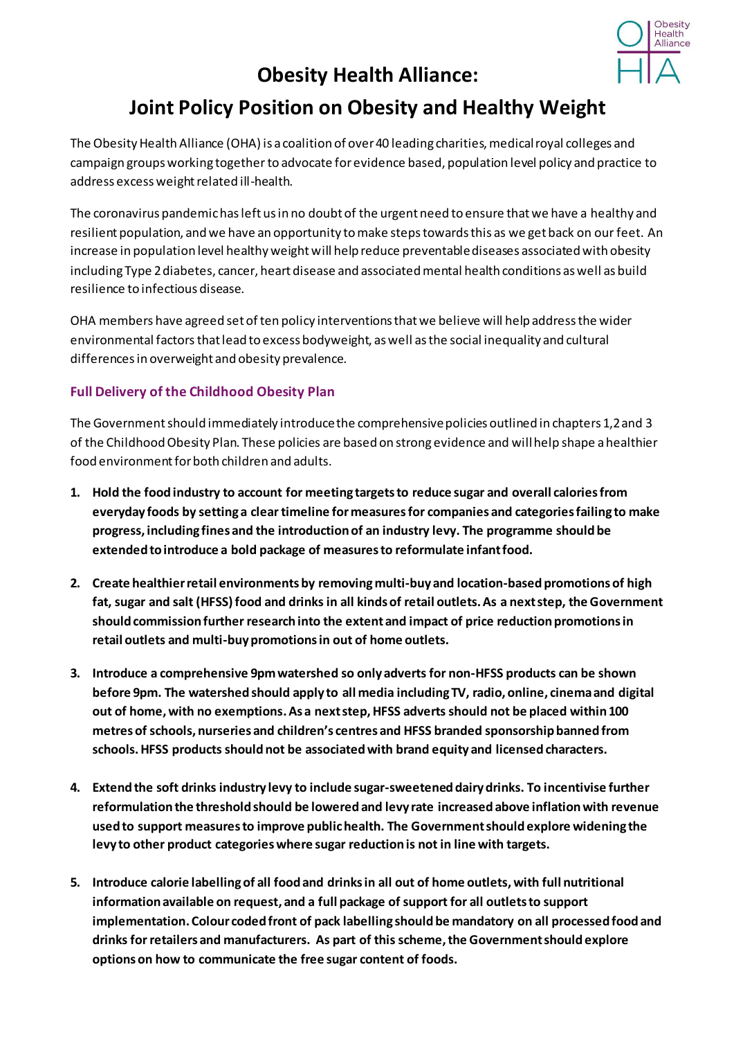# Obesity Health Alliance:

# Joint Policy Position on Obesity and Healthy Weight

The Obesity Health Alliance (OHA) is a coalition of over 40 leading charities, medical royal colleges and campaign groups working together to advocate for evidence based, population level policy and practice to address excess weight related ill-health.

The coronavirus pandemic has left us in no doubt of the urgent need to ensure that we have a healthy and resilient population, and we have an opportunity to make steps towards this as we get back on our feet. An increase in population level healthy weight will help reduce preventable diseases associated with obesity including Type 2 diabetes, cancer, heart disease and associated mental health conditions as well as build resilience to infectious disease.

OHA members have agreed set of ten policy interventions that we believe will help address the wider environmental factors that lead to excess bodyweight, as well as the social inequality and cultural differences in overweight and obesity prevalence.

## Full Delivery of the Childhood Obesity Plan

The Government should immediately introduce the comprehensive policies outlined in chapters 1,2 and 3 of the Childhood Obesity Plan. These policies are based on strong evidence and will help shape a healthier food environment for both children and adults.

1. **Hold the food industry to account for meeting targets to reduce sugar and overall calories from everyday foods by setting a clear timeline for measures for companies and categories failing to make progress, including fines and the introduction of an industry levy. The programme should be extended to introduce a bold package of measures to reformulate infant food.**

2. **Create healthier retail environments by removing multi-buy and location-based promotions of high fat, sugar and salt (HFSS) food and drinks in all kinds of retail outlets. As a next step, the Government should commission further research into the extent and impact of price reduction promotions in retail outlets and multi-buy promotions in out of home outlets.**

3. **Introduce a comprehensive 9pm watershed so only adverts for non-HFSS products can be shown before 9pm. The watershed should apply to all media including TV, radio, online, cinema and digital out of home, with no exemptions. As a next step, HFSS adverts should not be placed within 100 metres of schools, nurseries and children's centres and HFSS branded sponsorship banned from schools. HFSS products should not be associated with brand equity and licensed characters.**

4. **Extend the soft drinks industry levy to include sugar-sweetened dairy drinks. To incentivise further reformulation the threshold should be lowered and levy rate increased above inflation with revenue used to support measures to improve public health. The Government should explore widening the levy to other product categories where sugar reduction is not in line with targets.**

5. **Introduce calorie labelling of all food and drinks in all out of home outlets, with full nutritional information available on request, and a full package of support for all outlets to support implementation. Colour coded front of pack labelling should be mandatory on all processed food and drinks for retailers and manufacturers. As part of this scheme, the Government should explore options on how to communicate the free sugar content of foods.**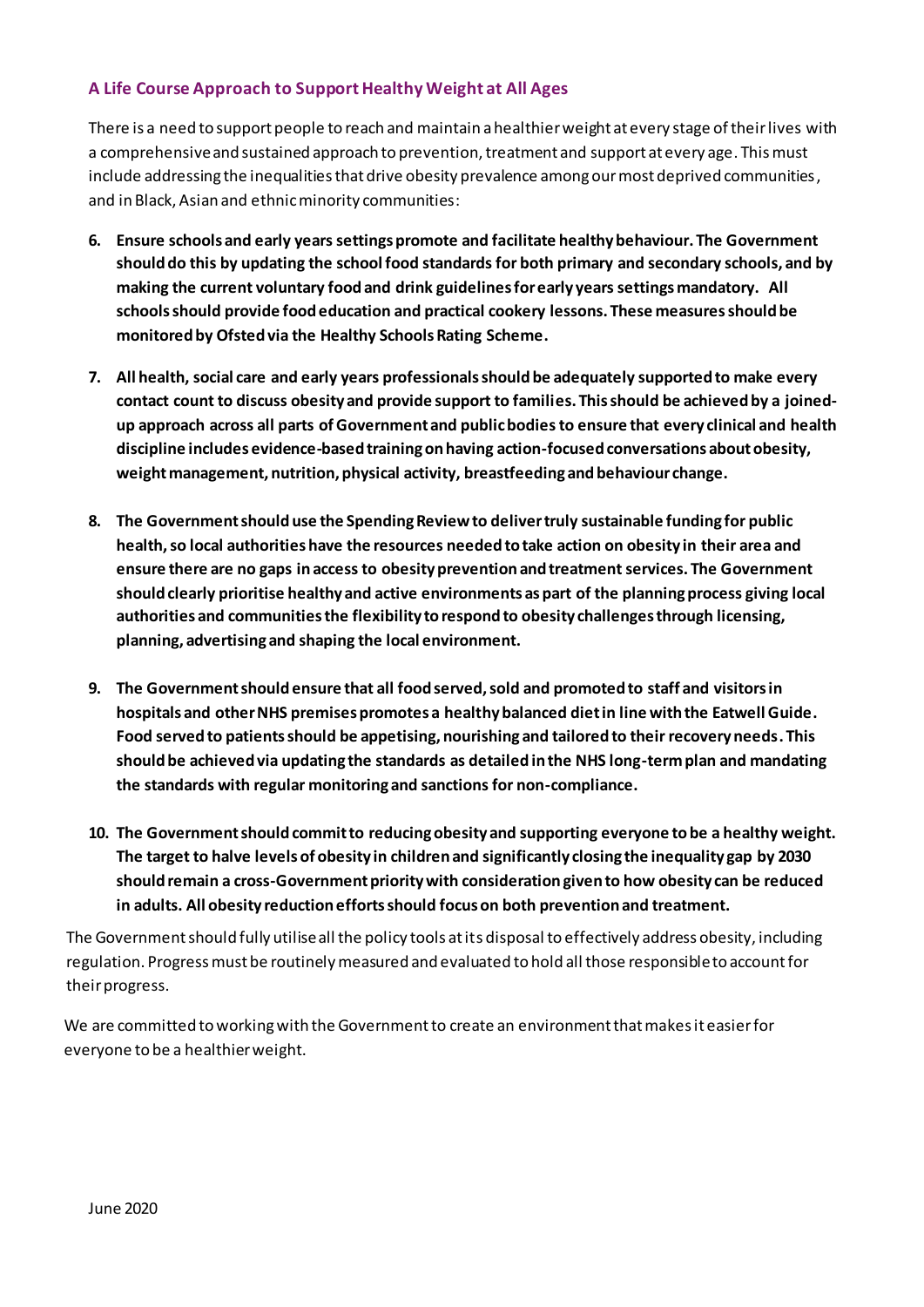## A Life Course Approach to Support Healthy Weight at All Ages

There is a need to support people to reach and maintain a healthier weight at every stage of their lives with a comprehensive and sustained approach to prevention, treatment and support at every age. This must include addressing the inequalities that drive obesity prevalence among our most deprived communities, and in Black, Asian and ethnic minority communities:

6. **Ensure schools and early years settings promote and facilitate healthy behaviour. The Government should do this by updating the school food standards for both primary and secondary schools, and by making the current voluntary food and drink guidelines for early years settings mandatory. All schools should provide food education and practical cookery lessons. These measures should be monitored by Ofsted via the Healthy Schools Rating Scheme.**

7. **All health, social care and early years professionals should be adequately supported to make every contact count to discuss obesity and provide support to families. This should be achieved by a joined-up approach across all parts of Government and public bodies to ensure that every clinical and health discipline includes evidence-based training on having action-focused conversations about obesity, weight management, nutrition, physical activity, breastfeeding and behaviour change.**

8. **The Government should use the Spending Review to deliver truly sustainable funding for public health, so local authorities have the resources needed to take action on obesity in their area and ensure there are no gaps in access to obesity prevention and treatment services. The Government should clearly prioritise healthy and active environments as part of the planning process giving local authorities and communities the flexibility to respond to obesity challenges through licensing, planning, advertising and shaping the local environment.**

9. **The Government should ensure that all food served, sold and promoted to staff and visitors in hospitals and other NHS premises promotes a healthy balanced diet in line with the Eatwell Guide. Food served to patients should be appetising, nourishing and tailored to their recovery needs. This should be achieved via updating the standards as detailed in the NHS long-term plan and mandating the standards with regular monitoring and sanctions for non-compliance.**

10. **The Government should commit to reducing obesity and supporting everyone to be a healthy weight. The target to halve levels of obesity in children and significantly closing the inequality gap by 2030 should remain a cross-Government priority with consideration given to how obesity can be reduced in adults. All obesity reduction efforts should focus on both prevention and treatment.**

The Government should fully utilise all the policy tools at its disposal to effectively address obesity, including regulation. Progress must be routinely measured and evaluated to hold all those responsible to account for their progress.

We are committed to working with the Government to create an environment that makes it easier for everyone to be a healthier weight.

June 2020